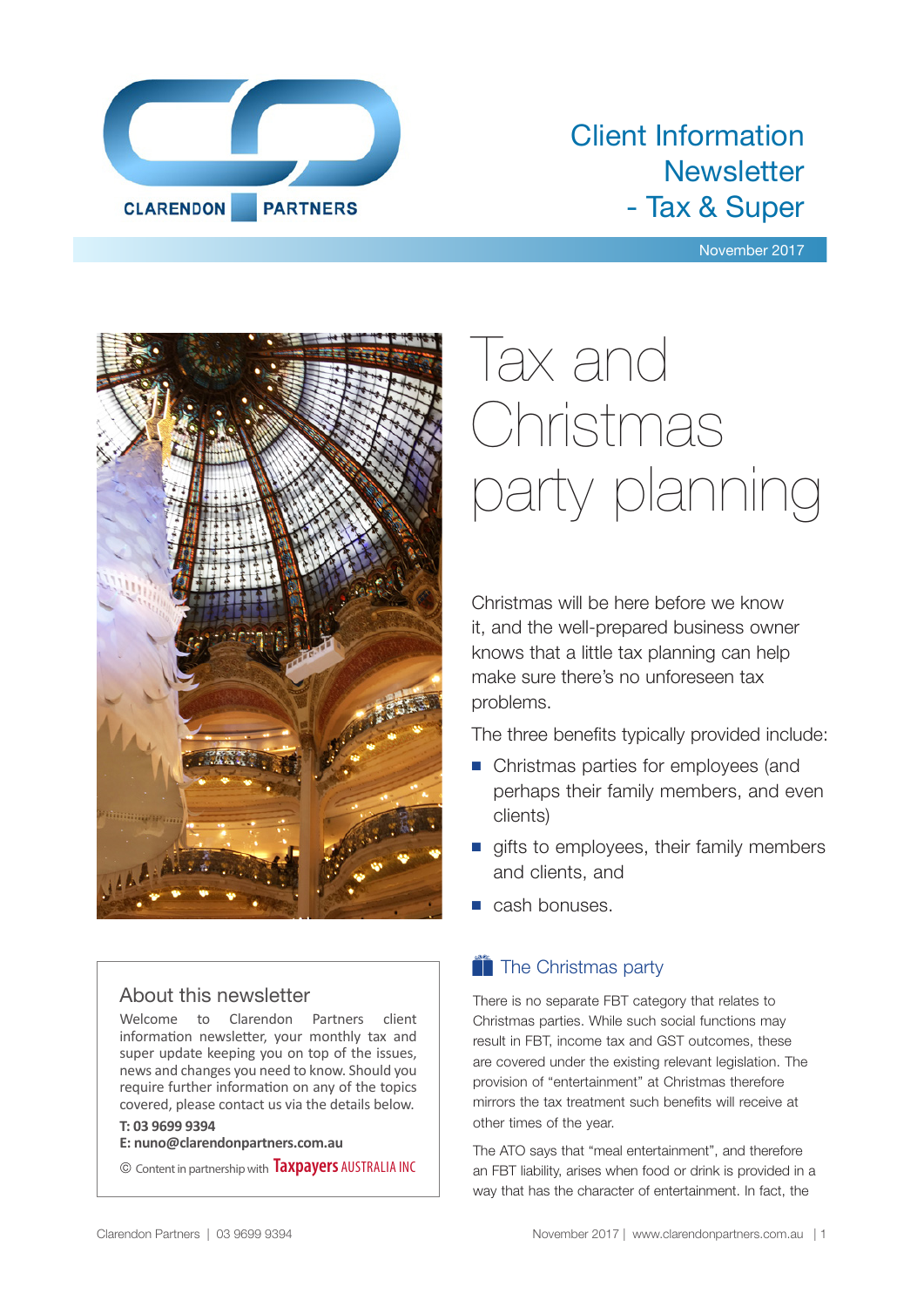# Client Information Newsletter - Tax & Super

November 2017

# Tax and Christmas party planning

Christmas will be here before we know it, and the well-prepared business owner knows that a little tax planning can help make sure there's no unforeseen tax problems.

The three benefits typically provided include:

- Christmas parties for employees (and perhaps their family members, and even clients)
- gifts to employees, their family members and clients, and
- cash bonuses.

## The Christmas party

There is no separate FBT category that relates to Christmas parties. While such social functions may result in FBT, income tax and GST outcomes, these are covered under the existing relevant legislation. The provision of "entertainment" at Christmas therefore mirrors the tax treatment such benefits will receive at other times of the year.

The ATO says that "meal entertainment", and therefore an FBT liability, arises when food or drink is provided in a way that has the character of entertainment. In fact, the

## About this newsletter

Welcome to Clarendon Partners client information newsletter, your monthly tax and super update keeping you on top of the issues, news and changes you need to know. Should you require further information on any of the topics covered, please contact us via the details below.

**T: 03 9699 9394**
**E: nuno@clarendonpartners.com.au**

© Content in partnership with Taxpayers AUSTRALIA INC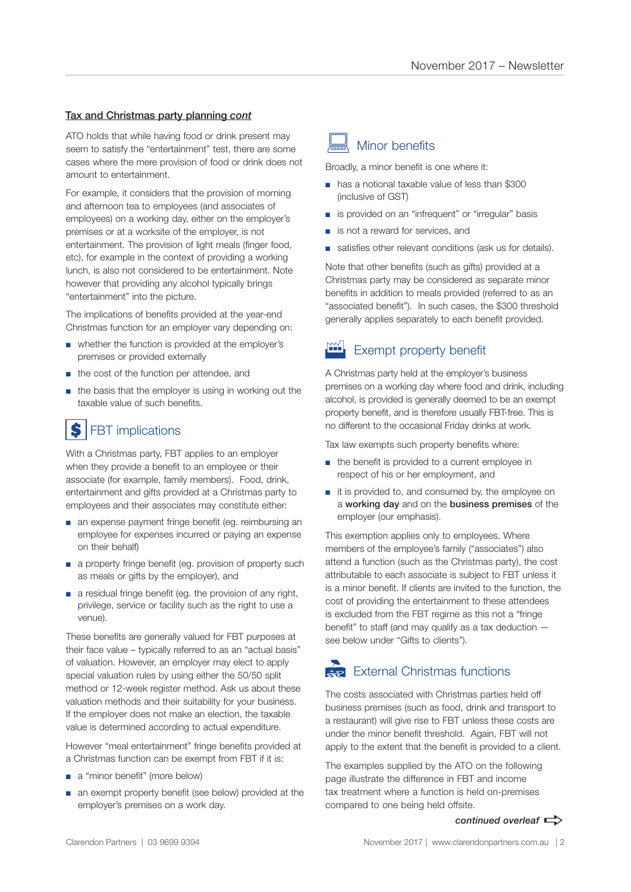**Tax and Christmas party planning *cont***

ATO holds that while having food or drink present may seem to satisfy the "entertainment" test, there are some cases where the mere provision of food or drink does not amount to entertainment.

For example, it considers that the provision of morning and afternoon tea to employees (and associates of employees) on a working day, either on the employer's premises or at a worksite of the employer, is not entertainment. The provision of light meals (finger food, etc), for example in the context of providing a working lunch, is also not considered to be entertainment. Note however that providing any alcohol typically brings "entertainment" into the picture.

The implications of benefits provided at the year-end Christmas function for an employer vary depending on:

- whether the function is provided at the employer's premises or provided externally
- the cost of the function per attendee, and
- the basis that the employer is using in working out the taxable value of such benefits.

## FBT implications

With a Christmas party, FBT applies to an employer when they provide a benefit to an employee or their associate (for example, family members). Food, drink, entertainment and gifts provided at a Christmas party to employees and their associates may constitute either:

- an expense payment fringe benefit (eg. reimbursing an employee for expenses incurred or paying an expense on their behalf)
- a property fringe benefit (eg. provision of property such as meals or gifts by the employer), and
- a residual fringe benefit (eg. the provision of any right, privilege, service or facility such as the right to use a venue).

These benefits are generally valued for FBT purposes at their face value – typically referred to as an "actual basis" of valuation. However, an employer may elect to apply special valuation rules by using either the 50/50 split method or 12-week register method. Ask us about these valuation methods and their suitability for your business. If the employer does not make an election, the taxable value is determined according to actual expenditure.

However "meal entertainment" fringe benefits provided at a Christmas function can be exempt from FBT if it is:

- a "minor benefit" (more below)
- an exempt property benefit (see below) provided at the employer's premises on a work day.

## Minor benefits

Broadly, a minor benefit is one where it:

- has a notional taxable value of less than $300 (inclusive of GST)
- is provided on an "infrequent" or "irregular" basis
- is not a reward for services, and
- satisfies other relevant conditions (ask us for details).

Note that other benefits (such as gifts) provided at a Christmas party may be considered as separate minor benefits in addition to meals provided (referred to as an "associated benefit"). In such cases, the $300 threshold generally applies separately to each benefit provided.

## Exempt property benefit

A Christmas party held at the employer's business premises on a working day where food and drink, including alcohol, is provided is generally deemed to be an exempt property benefit, and is therefore usually FBT-free. This is no different to the occasional Friday drinks at work.

Tax law exempts such property benefits where:

- the benefit is provided to a current employee in respect of his or her employment, and
- it is provided to, and consumed by, the employee on a **working day** and on the **business premises** of the employer (our emphasis).

This exemption applies only to employees. Where members of the employee's family ("associates") also attend a function (such as the Christmas party), the cost attributable to each associate is subject to FBT unless it is a minor benefit. If clients are invited to the function, the cost of providing the entertainment to these attendees is excluded from the FBT regime as this not a "fringe benefit" to staff (and may qualify as a tax deduction — see below under "Gifts to clients").

## External Christmas functions

The costs associated with Christmas parties held off business premises (such as food, drink and transport to a restaurant) will give rise to FBT unless these costs are under the minor benefit threshold. Again, FBT will not apply to the extent that the benefit is provided to a client.

The examples supplied by the ATO on the following page illustrate the difference in FBT and income tax treatment where a function is held on-premises compared to one being held offsite.

***continued overleaf***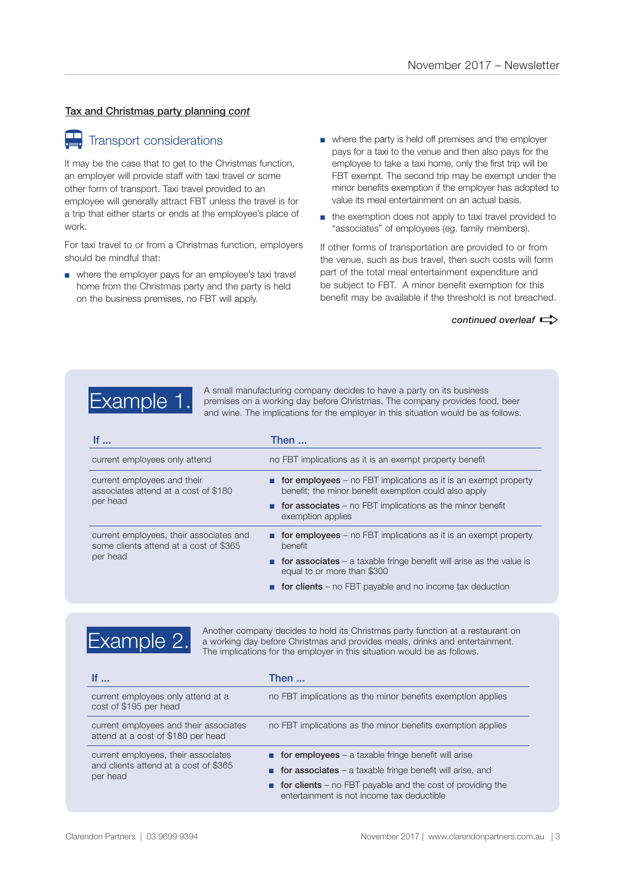**Tax and Christmas party planning *cont***

## Transport considerations

It may be the case that to get to the Christmas function, an employer will provide staff with taxi travel or some other form of transport. Taxi travel provided to an employee will generally attract FBT unless the travel is for a trip that either starts or ends at the employee's place of work.

For taxi travel to or from a Christmas function, employers should be mindful that:

- where the employer pays for an employee's taxi travel home from the Christmas party and the party is held on the business premises, no FBT will apply.
- where the party is held off premises and the employer pays for a taxi to the venue and then also pays for the employee to take a taxi home, only the first trip will be FBT exempt. The second trip may be exempt under the minor benefits exemption if the employer has adopted to value its meal entertainment on an actual basis.
- the exemption does not apply to taxi travel provided to "associates" of employees (eg. family members).

If other forms of transportation are provided to or from the venue, such as bus travel, then such costs will form part of the total meal entertainment expenditure and be subject to FBT. A minor benefit exemption for this benefit may be available if the threshold is not breached.

*continued overleaf*

## Example 1.

A small manufacturing company decides to have a party on its business premises on a working day before Christmas. The company provides food, beer and wine. The implications for the employer in this situation would be as follows.

| If ... | Then ... |
|---|---|
| current employees only attend | no FBT implications as it is an exempt property benefit |
| current employees and their associates attend at a cost of $180 per head | **for employees** – no FBT implications as it is an exempt property benefit; the minor benefit exemption could also apply<br>**for associates** – no FBT implications as the minor benefit exemption applies |
| current employees, their associates and some clients attend at a cost of $365 per head | **for employees** – no FBT implications as it is an exempt property benefit<br>**for associates** – a taxable fringe benefit will arise as the value is equal to or more than $300<br>**for clients** – no FBT payable and no income tax deduction |

## Example 2.

Another company decides to hold its Christmas party function at a restaurant on a working day before Christmas and provides meals, drinks and entertainment. The implications for the employer in this situation would be as follows.

| If ... | Then ... |
|---|---|
| current employees only attend at a cost of $195 per head | no FBT implications as the minor benefits exemption applies |
| current employees and their associates attend at a cost of $180 per head | no FBT implications as the minor benefits exemption applies |
| current employees, their associates and clients attend at a cost of $365 per head | **for employees** – a taxable fringe benefit will arise<br>**for associates** – a taxable fringe benefit will arise, and<br>**for clients** – no FBT payable and the cost of providing the entertainment is not income tax deductible |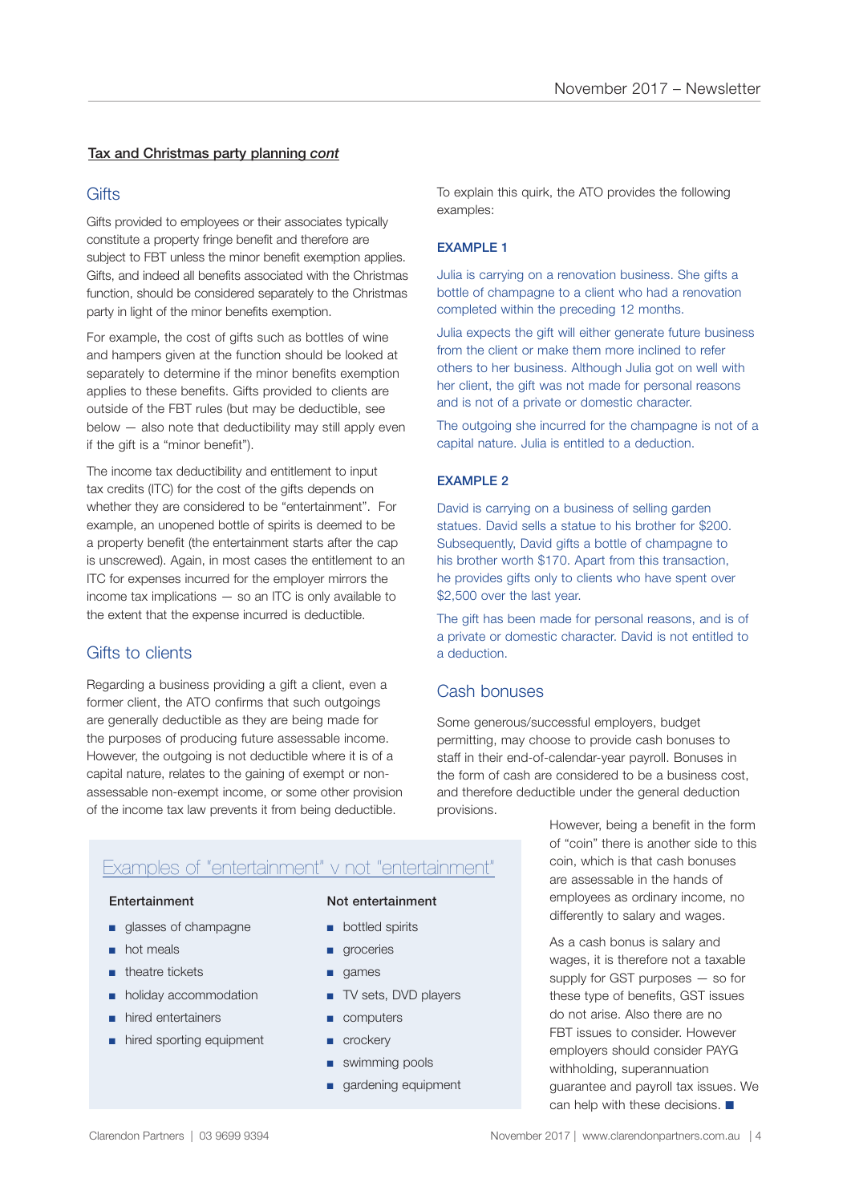**Tax and Christmas party planning *cont***

## Gifts

Gifts provided to employees or their associates typically constitute a property fringe benefit and therefore are subject to FBT unless the minor benefit exemption applies. Gifts, and indeed all benefits associated with the Christmas function, should be considered separately to the Christmas party in light of the minor benefits exemption.

For example, the cost of gifts such as bottles of wine and hampers given at the function should be looked at separately to determine if the minor benefits exemption applies to these benefits. Gifts provided to clients are outside of the FBT rules (but may be deductible, see below — also note that deductibility may still apply even if the gift is a "minor benefit").

The income tax deductibility and entitlement to input tax credits (ITC) for the cost of the gifts depends on whether they are considered to be "entertainment". For example, an unopened bottle of spirits is deemed to be a property benefit (the entertainment starts after the cap is unscrewed). Again, in most cases the entitlement to an ITC for expenses incurred for the employer mirrors the income tax implications — so an ITC is only available to the extent that the expense incurred is deductible.

## Gifts to clients

Regarding a business providing a gift a client, even a former client, the ATO confirms that such outgoings are generally deductible as they are being made for the purposes of producing future assessable income. However, the outgoing is not deductible where it is of a capital nature, relates to the gaining of exempt or non-assessable non-exempt income, or some other provision of the income tax law prevents it from being deductible.

To explain this quirk, the ATO provides the following examples:

### EXAMPLE 1

Julia is carrying on a renovation business. She gifts a bottle of champagne to a client who had a renovation completed within the preceding 12 months.

Julia expects the gift will either generate future business from the client or make them more inclined to refer others to her business. Although Julia got on well with her client, the gift was not made for personal reasons and is not of a private or domestic character.

The outgoing she incurred for the champagne is not of a capital nature. Julia is entitled to a deduction.

### EXAMPLE 2

David is carrying on a business of selling garden statues. David sells a statue to his brother for $200. Subsequently, David gifts a bottle of champagne to his brother worth $170. Apart from this transaction, he provides gifts only to clients who have spent over $2,500 over the last year.

The gift has been made for personal reasons, and is of a private or domestic character. David is not entitled to a deduction.

### Examples of "entertainment" v not "entertainment"

| Entertainment | Not entertainment |
| --- | --- |
| glasses of champagne | bottled spirits |
| hot meals | groceries |
| theatre tickets | games |
| holiday accommodation | TV sets, DVD players |
| hired entertainers | computers |
| hired sporting equipment | crockery |
| | swimming pools |
| | gardening equipment |

## Cash bonuses

Some generous/successful employers, budget permitting, may choose to provide cash bonuses to staff in their end-of-calendar-year payroll. Bonuses in the form of cash are considered to be a business cost, and therefore deductible under the general deduction provisions.

However, being a benefit in the form of "coin" there is another side to this coin, which is that cash bonuses are assessable in the hands of employees as ordinary income, no differently to salary and wages.

As a cash bonus is salary and wages, it is therefore not a taxable supply for GST purposes — so for these type of benefits, GST issues do not arise. Also there are no FBT issues to consider. However employers should consider PAYG withholding, superannuation guarantee and payroll tax issues. We can help with these decisions. ■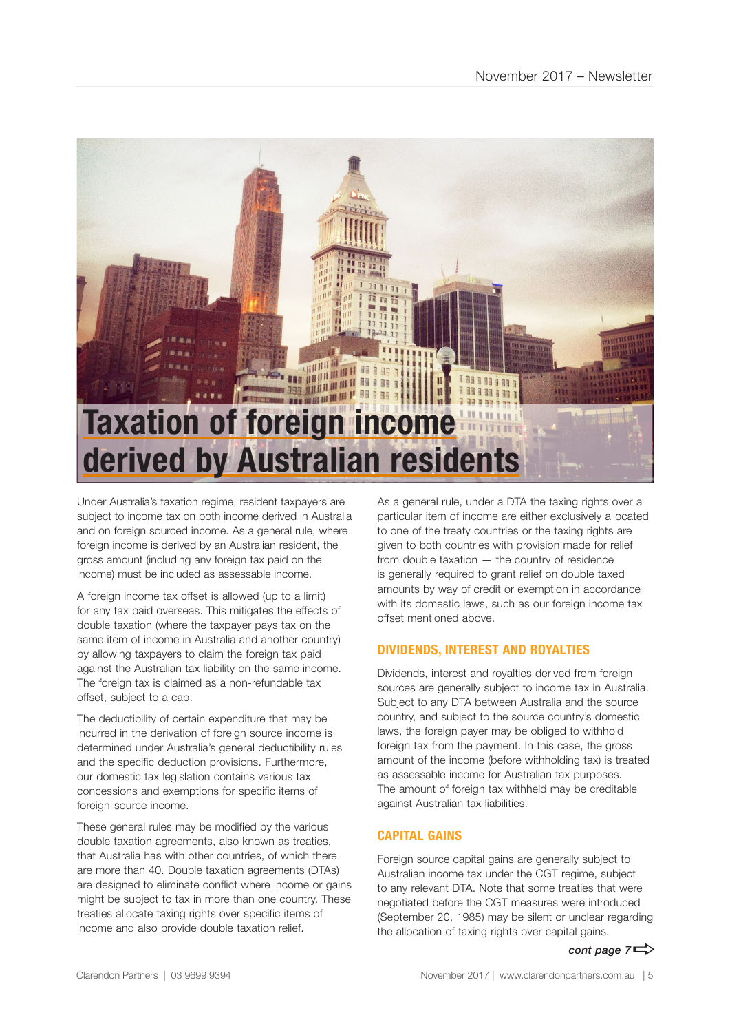# Taxation of foreign income derived by Australian residents

Under Australia's taxation regime, resident taxpayers are subject to income tax on both income derived in Australia and on foreign sourced income. As a general rule, where foreign income is derived by an Australian resident, the gross amount (including any foreign tax paid on the income) must be included as assessable income.

A foreign income tax offset is allowed (up to a limit) for any tax paid overseas. This mitigates the effects of double taxation (where the taxpayer pays tax on the same item of income in Australia and another country) by allowing taxpayers to claim the foreign tax paid against the Australian tax liability on the same income. The foreign tax is claimed as a non-refundable tax offset, subject to a cap.

The deductibility of certain expenditure that may be incurred in the derivation of foreign source income is determined under Australia's general deductibility rules and the specific deduction provisions. Furthermore, our domestic tax legislation contains various tax concessions and exemptions for specific items of foreign-source income.

These general rules may be modified by the various double taxation agreements, also known as treaties, that Australia has with other countries, of which there are more than 40. Double taxation agreements (DTAs) are designed to eliminate conflict where income or gains might be subject to tax in more than one country. These treaties allocate taxing rights over specific items of income and also provide double taxation relief.

As a general rule, under a DTA the taxing rights over a particular item of income are either exclusively allocated to one of the treaty countries or the taxing rights are given to both countries with provision made for relief from double taxation — the country of residence is generally required to grant relief on double taxed amounts by way of credit or exemption in accordance with its domestic laws, such as our foreign income tax offset mentioned above.

## DIVIDENDS, INTEREST AND ROYALTIES

Dividends, interest and royalties derived from foreign sources are generally subject to income tax in Australia. Subject to any DTA between Australia and the source country, and subject to the source country's domestic laws, the foreign payer may be obliged to withhold foreign tax from the payment. In this case, the gross amount of the income (before withholding tax) is treated as assessable income for Australian tax purposes. The amount of foreign tax withheld may be creditable against Australian tax liabilities.

## CAPITAL GAINS

Foreign source capital gains are generally subject to Australian income tax under the CGT regime, subject to any relevant DTA. Note that some treaties that were negotiated before the CGT measures were introduced (September 20, 1985) may be silent or unclear regarding the allocation of taxing rights over capital gains.

*cont page 7*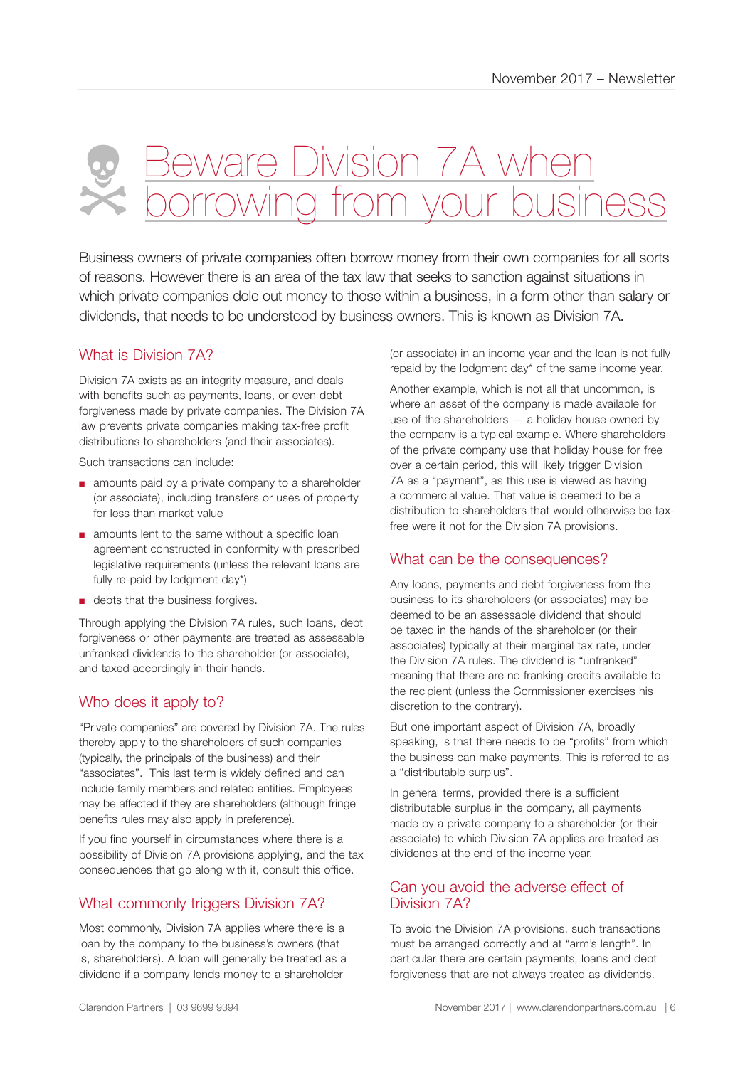# Beware Division 7A when borrowing from your business

Business owners of private companies often borrow money from their own companies for all sorts of reasons. However there is an area of the tax law that seeks to sanction against situations in which private companies dole out money to those within a business, in a form other than salary or dividends, that needs to be understood by business owners. This is known as Division 7A.

## What is Division 7A?

Division 7A exists as an integrity measure, and deals with benefits such as payments, loans, or even debt forgiveness made by private companies. The Division 7A law prevents private companies making tax-free profit distributions to shareholders (and their associates).

Such transactions can include:

- amounts paid by a private company to a shareholder (or associate), including transfers or uses of property for less than market value
- amounts lent to the same without a specific loan agreement constructed in conformity with prescribed legislative requirements (unless the relevant loans are fully re-paid by lodgment day*)
- debts that the business forgives.

Through applying the Division 7A rules, such loans, debt forgiveness or other payments are treated as assessable unfranked dividends to the shareholder (or associate), and taxed accordingly in their hands.

## Who does it apply to?

"Private companies" are covered by Division 7A. The rules thereby apply to the shareholders of such companies (typically, the principals of the business) and their "associates". This last term is widely defined and can include family members and related entities. Employees may be affected if they are shareholders (although fringe benefits rules may also apply in preference).

If you find yourself in circumstances where there is a possibility of Division 7A provisions applying, and the tax consequences that go along with it, consult this office.

## What commonly triggers Division 7A?

Most commonly, Division 7A applies where there is a loan by the company to the business's owners (that is, shareholders). A loan will generally be treated as a dividend if a company lends money to a shareholder (or associate) in an income year and the loan is not fully repaid by the lodgment day* of the same income year.

Another example, which is not all that uncommon, is where an asset of the company is made available for use of the shareholders — a holiday house owned by the company is a typical example. Where shareholders of the private company use that holiday house for free over a certain period, this will likely trigger Division 7A as a "payment", as this use is viewed as having a commercial value. That value is deemed to be a distribution to shareholders that would otherwise be tax-free were it not for the Division 7A provisions.

## What can be the consequences?

Any loans, payments and debt forgiveness from the business to its shareholders (or associates) may be deemed to be an assessable dividend that should be taxed in the hands of the shareholder (or their associates) typically at their marginal tax rate, under the Division 7A rules. The dividend is "unfranked" meaning that there are no franking credits available to the recipient (unless the Commissioner exercises his discretion to the contrary).

But one important aspect of Division 7A, broadly speaking, is that there needs to be "profits" from which the business can make payments. This is referred to as a "distributable surplus".

In general terms, provided there is a sufficient distributable surplus in the company, all payments made by a private company to a shareholder (or their associate) to which Division 7A applies are treated as dividends at the end of the income year.

## Can you avoid the adverse effect of Division 7A?

To avoid the Division 7A provisions, such transactions must be arranged correctly and at "arm's length". In particular there are certain payments, loans and debt forgiveness that are not always treated as dividends.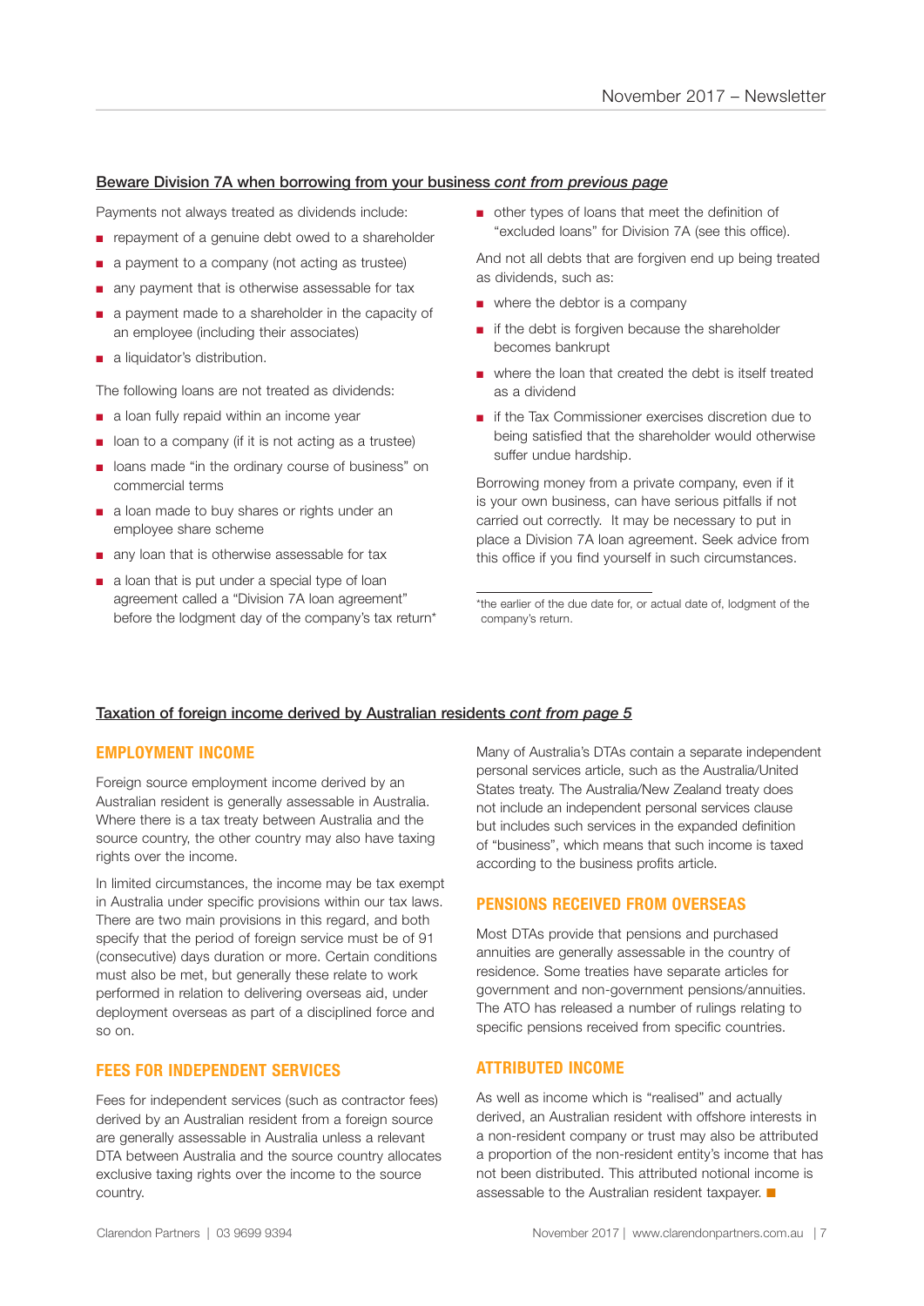## Beware Division 7A when borrowing from your business *cont from previous page*

Payments not always treated as dividends include:

- repayment of a genuine debt owed to a shareholder
- a payment to a company (not acting as trustee)
- any payment that is otherwise assessable for tax
- a payment made to a shareholder in the capacity of an employee (including their associates)
- a liquidator's distribution.

The following loans are not treated as dividends:

- a loan fully repaid within an income year
- loan to a company (if it is not acting as a trustee)
- loans made "in the ordinary course of business" on commercial terms
- a loan made to buy shares or rights under an employee share scheme
- any loan that is otherwise assessable for tax
- a loan that is put under a special type of loan agreement called a "Division 7A loan agreement" before the lodgment day of the company's tax return*
- other types of loans that meet the definition of "excluded loans" for Division 7A (see this office).

And not all debts that are forgiven end up being treated as dividends, such as:

- where the debtor is a company
- if the debt is forgiven because the shareholder becomes bankrupt
- where the loan that created the debt is itself treated as a dividend
- if the Tax Commissioner exercises discretion due to being satisfied that the shareholder would otherwise suffer undue hardship.

Borrowing money from a private company, even if it is your own business, can have serious pitfalls if not carried out correctly. It may be necessary to put in place a Division 7A loan agreement. Seek advice from this office if you find yourself in such circumstances.

*the earlier of the due date for, or actual date of, lodgment of the company's return.

## Taxation of foreign income derived by Australian residents *cont from page 5*

### EMPLOYMENT INCOME

Foreign source employment income derived by an Australian resident is generally assessable in Australia. Where there is a tax treaty between Australia and the source country, the other country may also have taxing rights over the income.

In limited circumstances, the income may be tax exempt in Australia under specific provisions within our tax laws. There are two main provisions in this regard, and both specify that the period of foreign service must be of 91 (consecutive) days duration or more. Certain conditions must also be met, but generally these relate to work performed in relation to delivering overseas aid, under deployment overseas as part of a disciplined force and so on.

### FEES FOR INDEPENDENT SERVICES

Fees for independent services (such as contractor fees) derived by an Australian resident from a foreign source are generally assessable in Australia unless a relevant DTA between Australia and the source country allocates exclusive taxing rights over the income to the source country.

Many of Australia's DTAs contain a separate independent personal services article, such as the Australia/United States treaty. The Australia/New Zealand treaty does not include an independent personal services clause but includes such services in the expanded definition of "business", which means that such income is taxed according to the business profits article.

### PENSIONS RECEIVED FROM OVERSEAS

Most DTAs provide that pensions and purchased annuities are generally assessable in the country of residence. Some treaties have separate articles for government and non-government pensions/annuities. The ATO has released a number of rulings relating to specific pensions received from specific countries.

### ATTRIBUTED INCOME

As well as income which is "realised" and actually derived, an Australian resident with offshore interests in a non-resident company or trust may also be attributed a proportion of the non-resident entity's income that has not been distributed. This attributed notional income is assessable to the Australian resident taxpayer. ■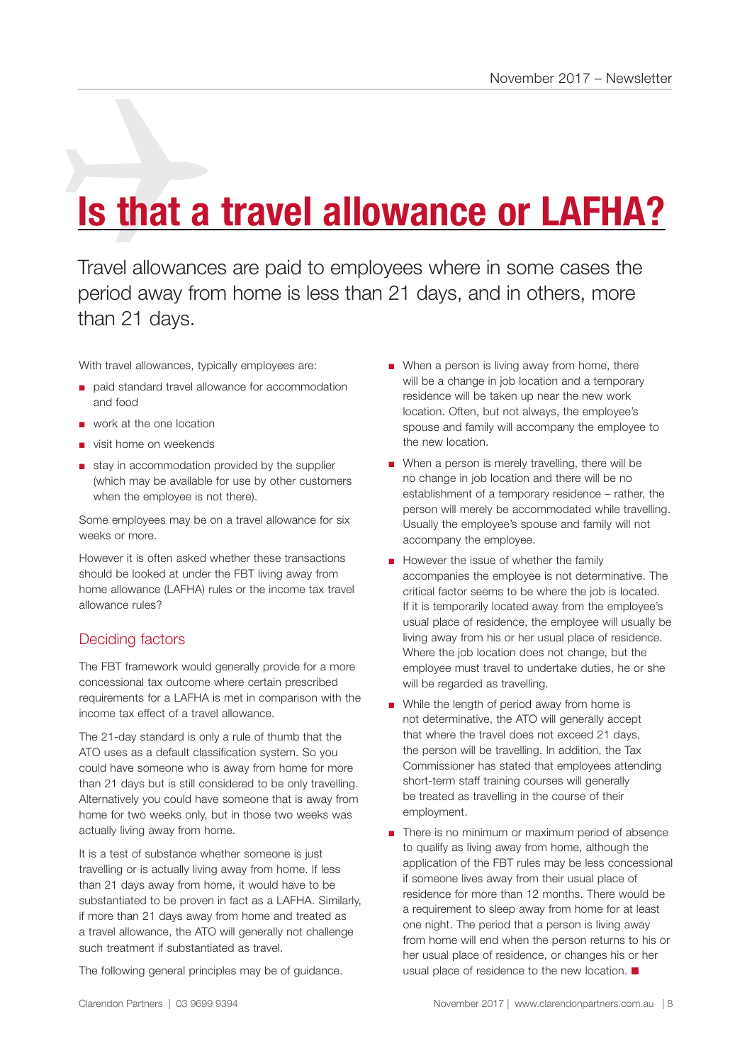# Is that a travel allowance or LAFHA?

Travel allowances are paid to employees where in some cases the period away from home is less than 21 days, and in others, more than 21 days.

With travel allowances, typically employees are:

- paid standard travel allowance for accommodation and food
- work at the one location
- visit home on weekends
- stay in accommodation provided by the supplier (which may be available for use by other customers when the employee is not there).

Some employees may be on a travel allowance for six weeks or more.

However it is often asked whether these transactions should be looked at under the FBT living away from home allowance (LAFHA) rules or the income tax travel allowance rules?

## Deciding factors

The FBT framework would generally provide for a more concessional tax outcome where certain prescribed requirements for a LAFHA is met in comparison with the income tax effect of a travel allowance.

The 21-day standard is only a rule of thumb that the ATO uses as a default classification system. So you could have someone who is away from home for more than 21 days but is still considered to be only travelling. Alternatively you could have someone that is away from home for two weeks only, but in those two weeks was actually living away from home.

It is a test of substance whether someone is just travelling or is actually living away from home. If less than 21 days away from home, it would have to be substantiated to be proven in fact as a LAFHA. Similarly, if more than 21 days away from home and treated as a travel allowance, the ATO will generally not challenge such treatment if substantiated as travel.

The following general principles may be of guidance.

- When a person is living away from home, there will be a change in job location and a temporary residence will be taken up near the new work location. Often, but not always, the employee's spouse and family will accompany the employee to the new location.
- When a person is merely travelling, there will be no change in job location and there will be no establishment of a temporary residence – rather, the person will merely be accommodated while travelling. Usually the employee's spouse and family will not accompany the employee.
- However the issue of whether the family accompanies the employee is not determinative. The critical factor seems to be where the job is located. If it is temporarily located away from the employee's usual place of residence, the employee will usually be living away from his or her usual place of residence. Where the job location does not change, but the employee must travel to undertake duties, he or she will be regarded as travelling.
- While the length of period away from home is not determinative, the ATO will generally accept that where the travel does not exceed 21 days, the person will be travelling. In addition, the Tax Commissioner has stated that employees attending short-term staff training courses will generally be treated as travelling in the course of their employment.
- There is no minimum or maximum period of absence to qualify as living away from home, although the application of the FBT rules may be less concessional if someone lives away from their usual place of residence for more than 12 months. There would be a requirement to sleep away from home for at least one night. The period that a person is living away from home will end when the person returns to his or her usual place of residence, or changes his or her usual place of residence to the new location. ■